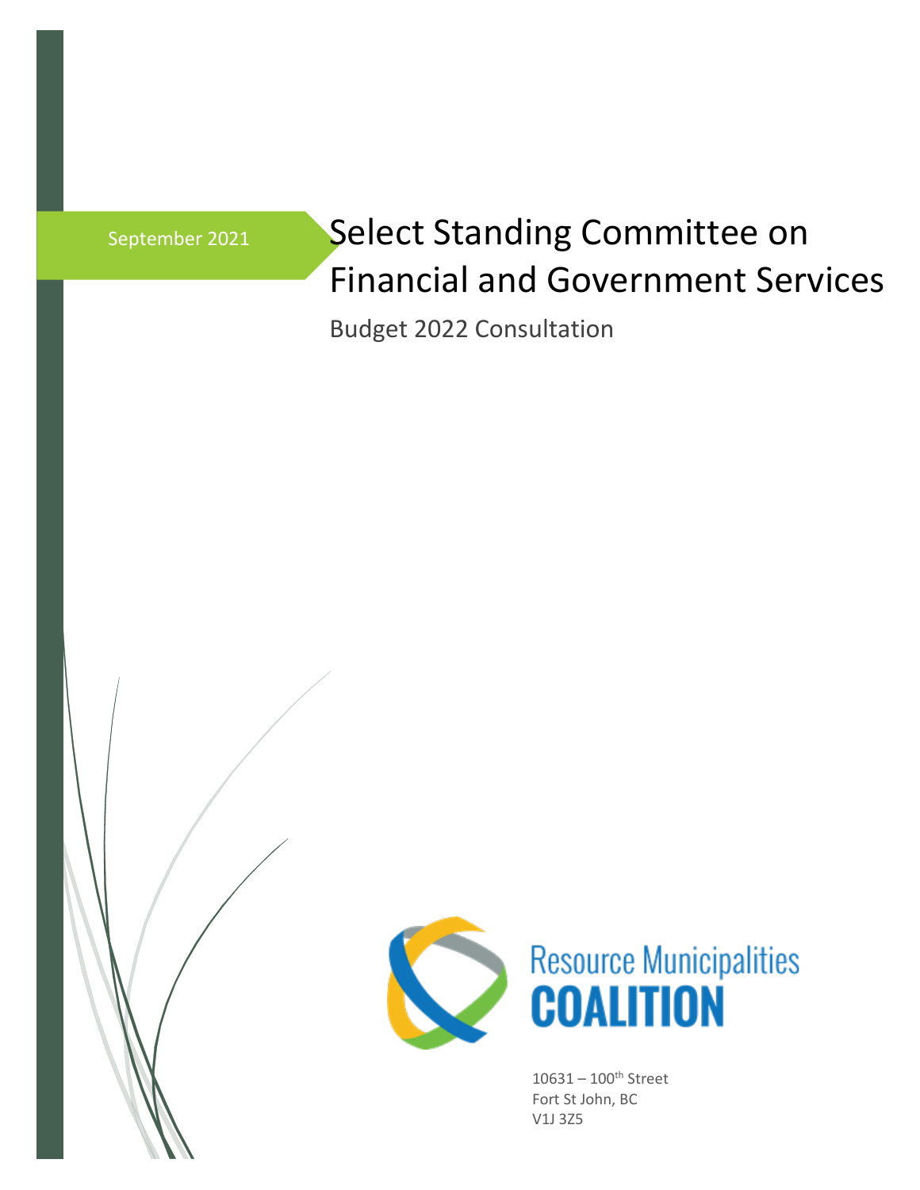September 2021

# Select Standing Committee on Financial and Government Services

Budget 2022 Consultation

Resource Municipalities **COALITION**

10631 – 100th Street
Fort St John, BC
V1J 3Z5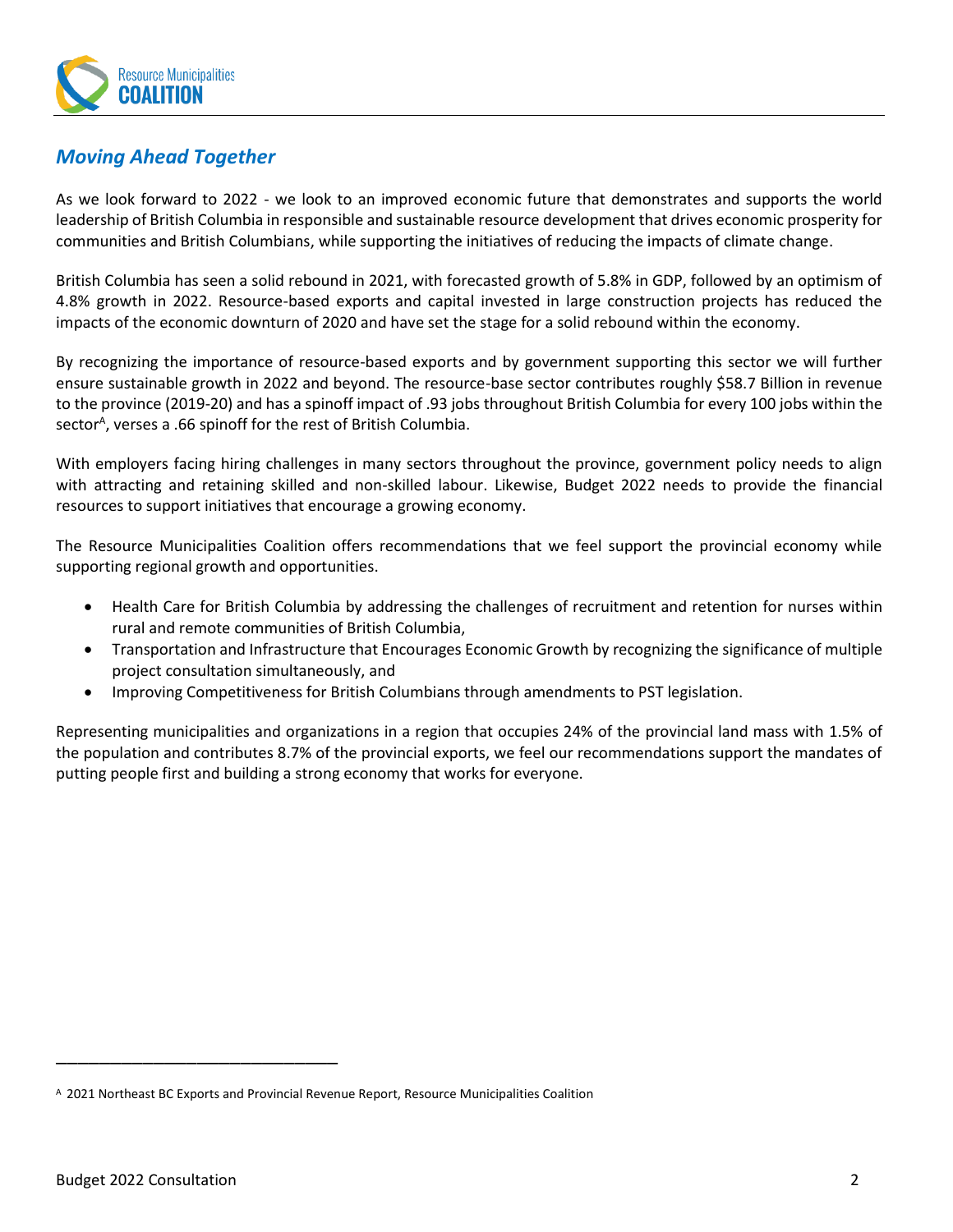## *Moving Ahead Together*

As we look forward to 2022 - we look to an improved economic future that demonstrates and supports the world leadership of British Columbia in responsible and sustainable resource development that drives economic prosperity for communities and British Columbians, while supporting the initiatives of reducing the impacts of climate change.

British Columbia has seen a solid rebound in 2021, with forecasted growth of 5.8% in GDP, followed by an optimism of 4.8% growth in 2022. Resource-based exports and capital invested in large construction projects has reduced the impacts of the economic downturn of 2020 and have set the stage for a solid rebound within the economy.

By recognizing the importance of resource-based exports and by government supporting this sector we will further ensure sustainable growth in 2022 and beyond. The resource-base sector contributes roughly $58.7 Billion in revenue to the province (2019-20) and has a spinoff impact of .93 jobs throughout British Columbia for every 100 jobs within the sector[A], verses a .66 spinoff for the rest of British Columbia.

With employers facing hiring challenges in many sectors throughout the province, government policy needs to align with attracting and retaining skilled and non-skilled labour. Likewise, Budget 2022 needs to provide the financial resources to support initiatives that encourage a growing economy.

The Resource Municipalities Coalition offers recommendations that we feel support the provincial economy while supporting regional growth and opportunities.

- Health Care for British Columbia by addressing the challenges of recruitment and retention for nurses within rural and remote communities of British Columbia,
- Transportation and Infrastructure that Encourages Economic Growth by recognizing the significance of multiple project consultation simultaneously, and
- Improving Competitiveness for British Columbians through amendments to PST legislation.

Representing municipalities and organizations in a region that occupies 24% of the provincial land mass with 1.5% of the population and contributes 8.7% of the provincial exports, we feel our recommendations support the mandates of putting people first and building a strong economy that works for everyone.

---

[A] 2021 Northeast BC Exports and Provincial Revenue Report, Resource Municipalities Coalition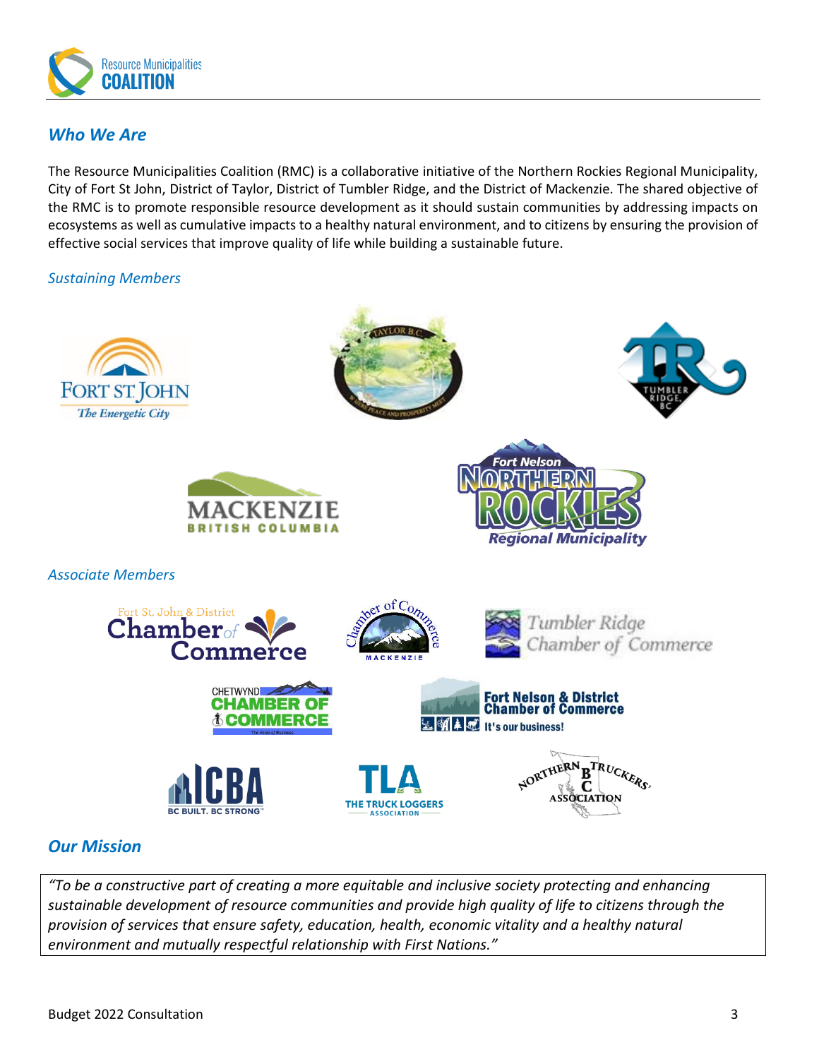## *Who We Are*

The Resource Municipalities Coalition (RMC) is a collaborative initiative of the Northern Rockies Regional Municipality, City of Fort St John, District of Taylor, District of Tumbler Ridge, and the District of Mackenzie. The shared objective of the RMC is to promote responsible resource development as it should sustain communities by addressing impacts on ecosystems as well as cumulative impacts to a healthy natural environment, and to citizens by ensuring the provision of effective social services that improve quality of life while building a sustainable future.

### *Sustaining Members*

### *Associate Members*

## *Our Mission*

*"To be a constructive part of creating a more equitable and inclusive society protecting and enhancing sustainable development of resource communities and provide high quality of life to citizens through the provision of services that ensure safety, education, health, economic vitality and a healthy natural environment and mutually respectful relationship with First Nations."*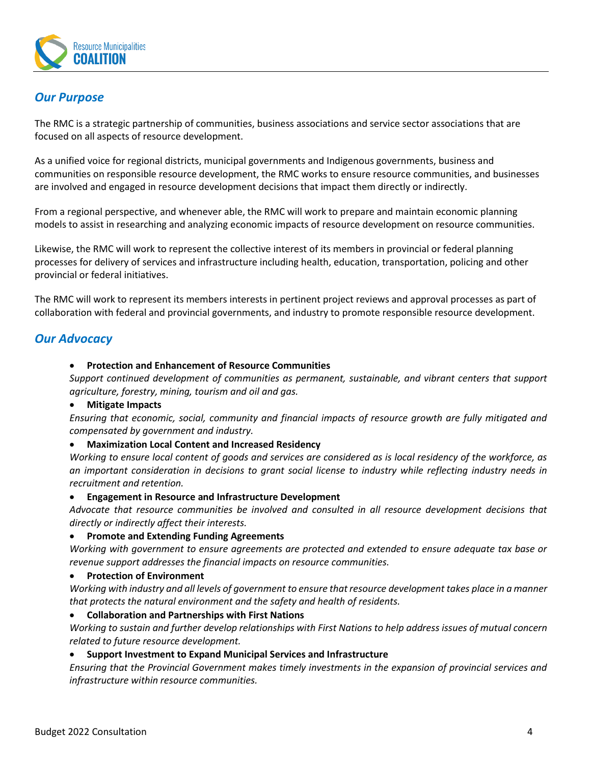## *Our Purpose*

The RMC is a strategic partnership of communities, business associations and service sector associations that are focused on all aspects of resource development.

As a unified voice for regional districts, municipal governments and Indigenous governments, business and communities on responsible resource development, the RMC works to ensure resource communities, and businesses are involved and engaged in resource development decisions that impact them directly or indirectly.

From a regional perspective, and whenever able, the RMC will work to prepare and maintain economic planning models to assist in researching and analyzing economic impacts of resource development on resource communities.

Likewise, the RMC will work to represent the collective interest of its members in provincial or federal planning processes for delivery of services and infrastructure including health, education, transportation, policing and other provincial or federal initiatives.

The RMC will work to represent its members interests in pertinent project reviews and approval processes as part of collaboration with federal and provincial governments, and industry to promote responsible resource development.

## *Our Advocacy*

- **Protection and Enhancement of Resource Communities**
  *Support continued development of communities as permanent, sustainable, and vibrant centers that support agriculture, forestry, mining, tourism and oil and gas.*
- **Mitigate Impacts**
  *Ensuring that economic, social, community and financial impacts of resource growth are fully mitigated and compensated by government and industry.*
- **Maximization Local Content and Increased Residency**
  *Working to ensure local content of goods and services are considered as is local residency of the workforce, as an important consideration in decisions to grant social license to industry while reflecting industry needs in recruitment and retention.*
- **Engagement in Resource and Infrastructure Development**
  *Advocate that resource communities be involved and consulted in all resource development decisions that directly or indirectly affect their interests.*
- **Promote and Extending Funding Agreements**
  *Working with government to ensure agreements are protected and extended to ensure adequate tax base or revenue support addresses the financial impacts on resource communities.*
- **Protection of Environment**
  *Working with industry and all levels of government to ensure that resource development takes place in a manner that protects the natural environment and the safety and health of residents.*
- **Collaboration and Partnerships with First Nations**
  *Working to sustain and further develop relationships with First Nations to help address issues of mutual concern related to future resource development.*
- **Support Investment to Expand Municipal Services and Infrastructure**
  *Ensuring that the Provincial Government makes timely investments in the expansion of provincial services and infrastructure within resource communities.*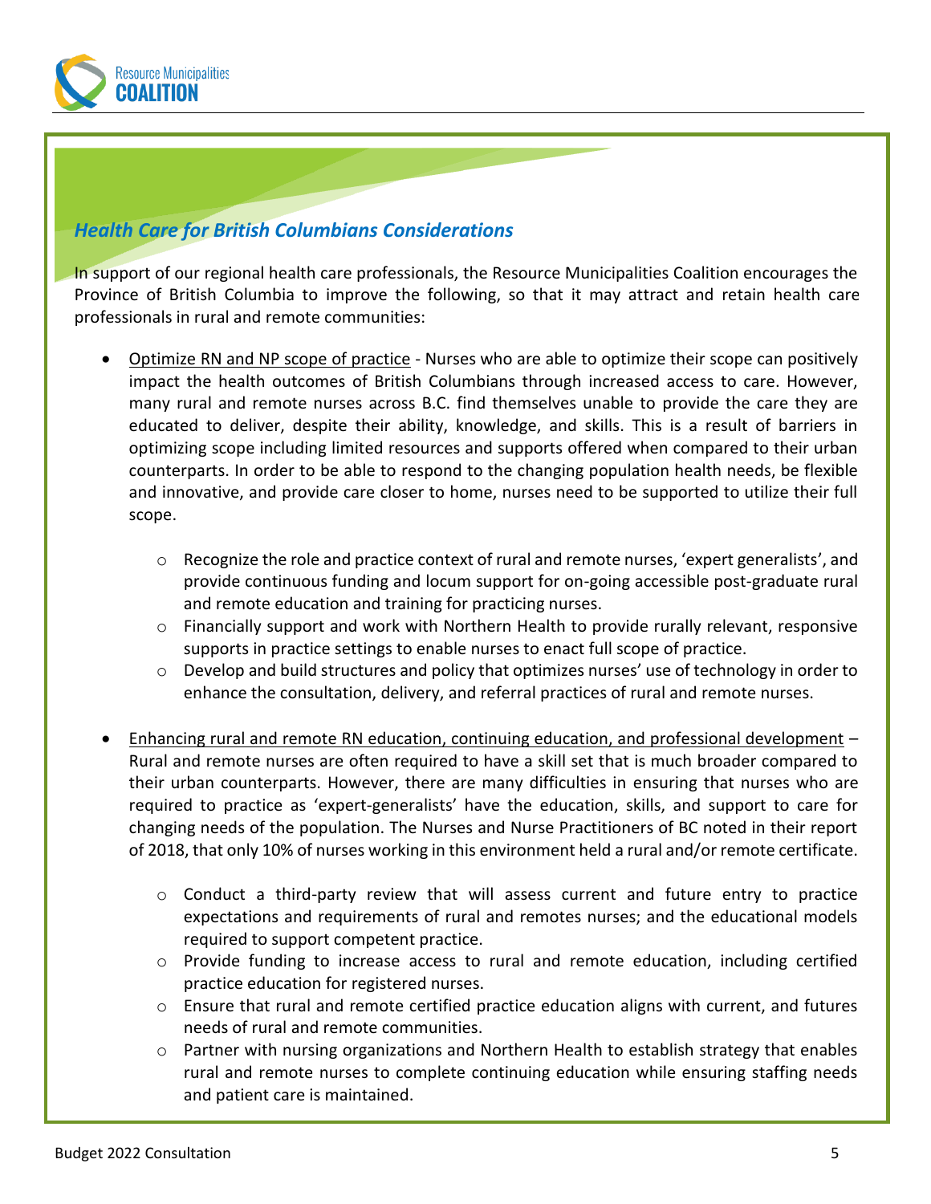## *Health Care for British Columbians Considerations*

In support of our regional health care professionals, the Resource Municipalities Coalition encourages the Province of British Columbia to improve the following, so that it may attract and retain health care professionals in rural and remote communities:

- Optimize RN and NP scope of practice - Nurses who are able to optimize their scope can positively impact the health outcomes of British Columbians through increased access to care. However, many rural and remote nurses across B.C. find themselves unable to provide the care they are educated to deliver, despite their ability, knowledge, and skills. This is a result of barriers in optimizing scope including limited resources and supports offered when compared to their urban counterparts. In order to be able to respond to the changing population health needs, be flexible and innovative, and provide care closer to home, nurses need to be supported to utilize their full scope.
    - Recognize the role and practice context of rural and remote nurses, 'expert generalists', and provide continuous funding and locum support for on-going accessible post-graduate rural and remote education and training for practicing nurses.
    - Financially support and work with Northern Health to provide rurally relevant, responsive supports in practice settings to enable nurses to enact full scope of practice.
    - Develop and build structures and policy that optimizes nurses' use of technology in order to enhance the consultation, delivery, and referral practices of rural and remote nurses.
- Enhancing rural and remote RN education, continuing education, and professional development – Rural and remote nurses are often required to have a skill set that is much broader compared to their urban counterparts. However, there are many difficulties in ensuring that nurses who are required to practice as 'expert-generalists' have the education, skills, and support to care for changing needs of the population. The Nurses and Nurse Practitioners of BC noted in their report of 2018, that only 10% of nurses working in this environment held a rural and/or remote certificate.
    - Conduct a third-party review that will assess current and future entry to practice expectations and requirements of rural and remotes nurses; and the educational models required to support competent practice.
    - Provide funding to increase access to rural and remote education, including certified practice education for registered nurses.
    - Ensure that rural and remote certified practice education aligns with current, and futures needs of rural and remote communities.
    - Partner with nursing organizations and Northern Health to establish strategy that enables rural and remote nurses to complete continuing education while ensuring staffing needs and patient care is maintained.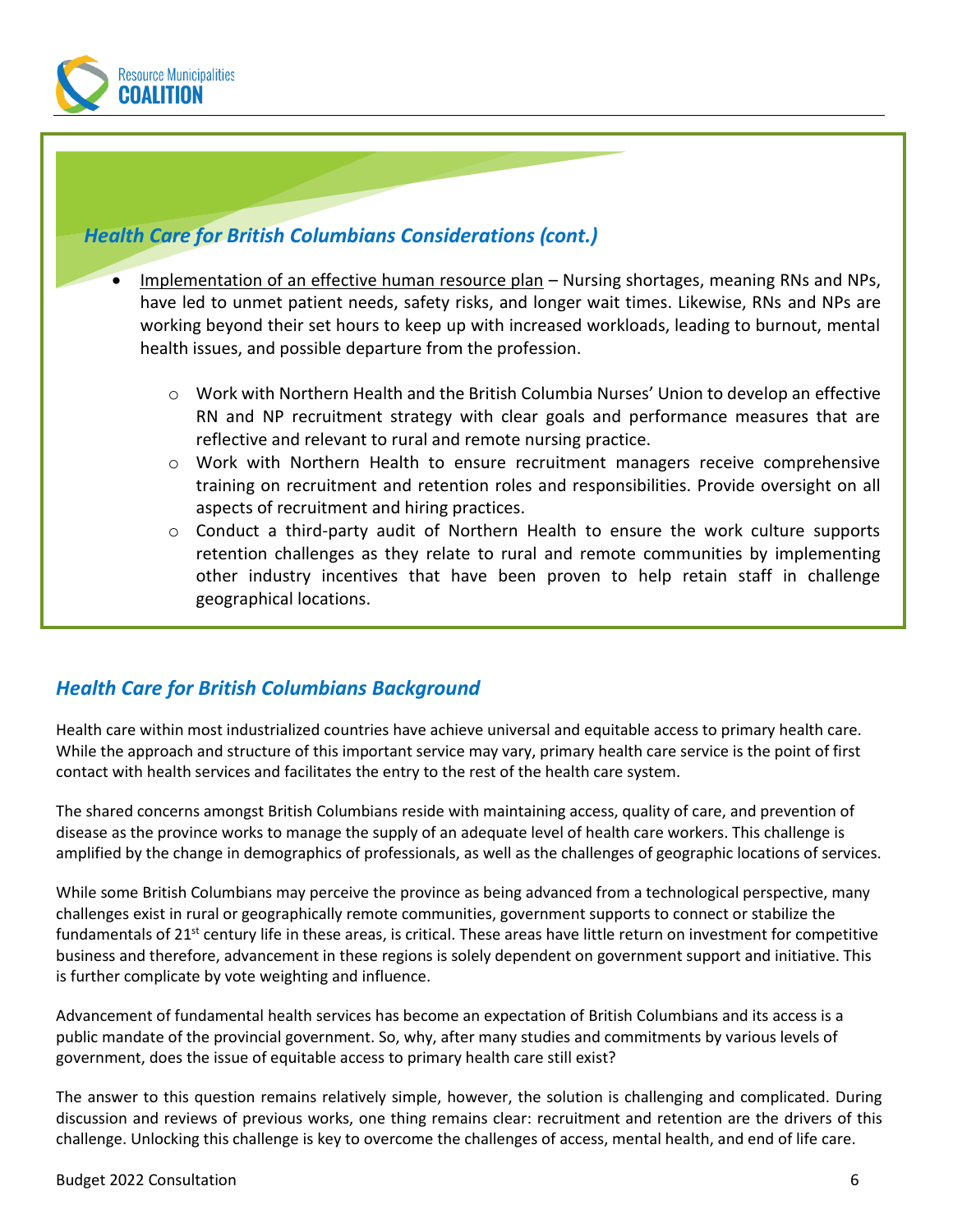## *Health Care for British Columbians Considerations (cont.)*

- Implementation of an effective human resource plan – Nursing shortages, meaning RNs and NPs, have led to unmet patient needs, safety risks, and longer wait times. Likewise, RNs and NPs are working beyond their set hours to keep up with increased workloads, leading to burnout, mental health issues, and possible departure from the profession.
  - Work with Northern Health and the British Columbia Nurses' Union to develop an effective RN and NP recruitment strategy with clear goals and performance measures that are reflective and relevant to rural and remote nursing practice.
  - Work with Northern Health to ensure recruitment managers receive comprehensive training on recruitment and retention roles and responsibilities. Provide oversight on all aspects of recruitment and hiring practices.
  - Conduct a third-party audit of Northern Health to ensure the work culture supports retention challenges as they relate to rural and remote communities by implementing other industry incentives that have been proven to help retain staff in challenge geographical locations.

## *Health Care for British Columbians Background*

Health care within most industrialized countries have achieve universal and equitable access to primary health care. While the approach and structure of this important service may vary, primary health care service is the point of first contact with health services and facilitates the entry to the rest of the health care system.

The shared concerns amongst British Columbians reside with maintaining access, quality of care, and prevention of disease as the province works to manage the supply of an adequate level of health care workers. This challenge is amplified by the change in demographics of professionals, as well as the challenges of geographic locations of services.

While some British Columbians may perceive the province as being advanced from a technological perspective, many challenges exist in rural or geographically remote communities, government supports to connect or stabilize the fundamentals of 21st century life in these areas, is critical. These areas have little return on investment for competitive business and therefore, advancement in these regions is solely dependent on government support and initiative. This is further complicate by vote weighting and influence.

Advancement of fundamental health services has become an expectation of British Columbians and its access is a public mandate of the provincial government. So, why, after many studies and commitments by various levels of government, does the issue of equitable access to primary health care still exist?

The answer to this question remains relatively simple, however, the solution is challenging and complicated. During discussion and reviews of previous works, one thing remains clear: recruitment and retention are the drivers of this challenge. Unlocking this challenge is key to overcome the challenges of access, mental health, and end of life care.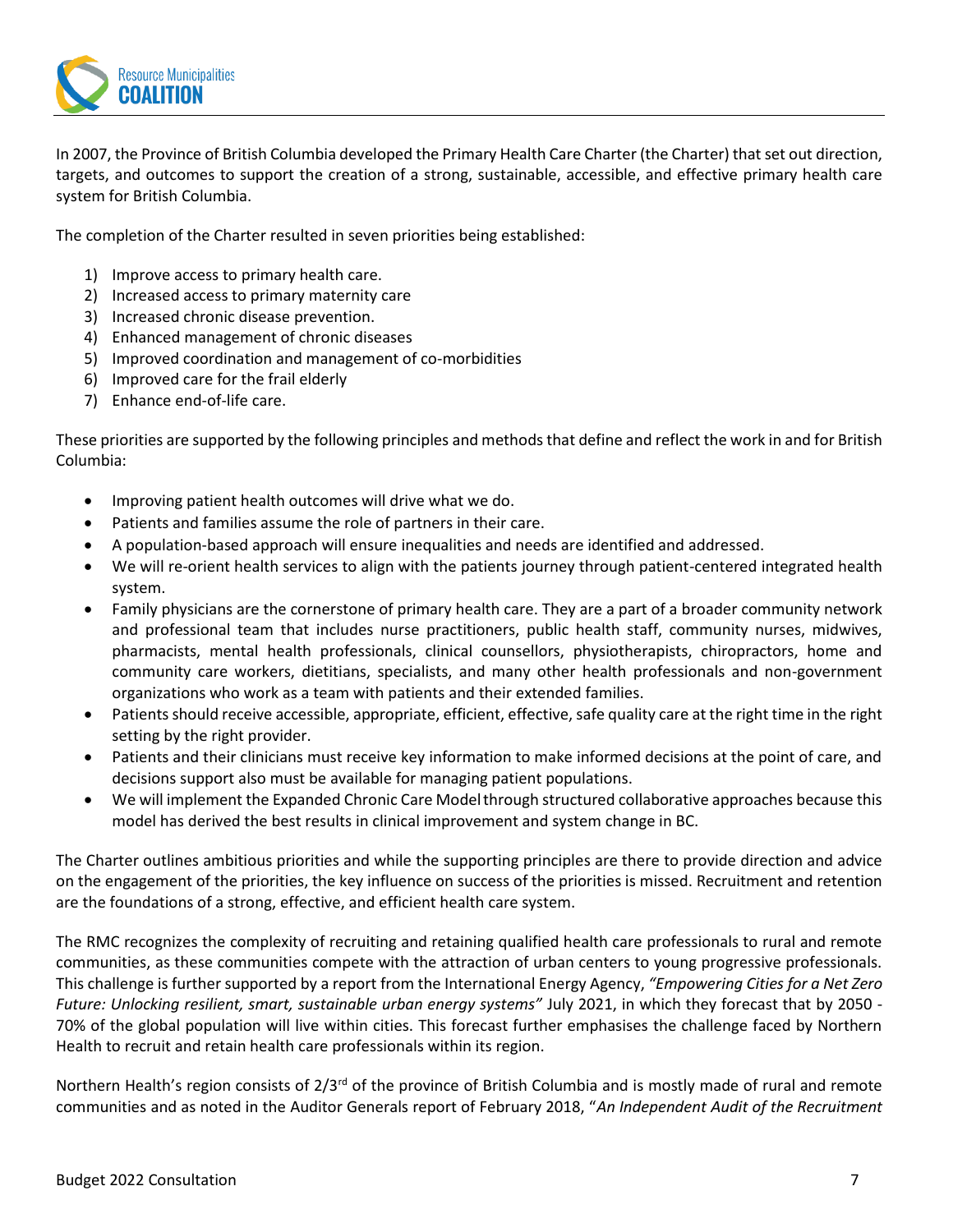In 2007, the Province of British Columbia developed the Primary Health Care Charter (the Charter) that set out direction, targets, and outcomes to support the creation of a strong, sustainable, accessible, and effective primary health care system for British Columbia.

The completion of the Charter resulted in seven priorities being established:

1) Improve access to primary health care.
2) Increased access to primary maternity care
3) Increased chronic disease prevention.
4) Enhanced management of chronic diseases
5) Improved coordination and management of co-morbidities
6) Improved care for the frail elderly
7) Enhance end-of-life care.

These priorities are supported by the following principles and methods that define and reflect the work in and for British Columbia:

- Improving patient health outcomes will drive what we do.
- Patients and families assume the role of partners in their care.
- A population-based approach will ensure inequalities and needs are identified and addressed.
- We will re-orient health services to align with the patients journey through patient-centered integrated health system.
- Family physicians are the cornerstone of primary health care. They are a part of a broader community network and professional team that includes nurse practitioners, public health staff, community nurses, midwives, pharmacists, mental health professionals, clinical counsellors, physiotherapists, chiropractors, home and community care workers, dietitians, specialists, and many other health professionals and non-government organizations who work as a team with patients and their extended families.
- Patients should receive accessible, appropriate, efficient, effective, safe quality care at the right time in the right setting by the right provider.
- Patients and their clinicians must receive key information to make informed decisions at the point of care, and decisions support also must be available for managing patient populations.
- We will implement the Expanded Chronic Care Model through structured collaborative approaches because this model has derived the best results in clinical improvement and system change in BC.

The Charter outlines ambitious priorities and while the supporting principles are there to provide direction and advice on the engagement of the priorities, the key influence on success of the priorities is missed. Recruitment and retention are the foundations of a strong, effective, and efficient health care system.

The RMC recognizes the complexity of recruiting and retaining qualified health care professionals to rural and remote communities, as these communities compete with the attraction of urban centers to young progressive professionals. This challenge is further supported by a report from the International Energy Agency, *"Empowering Cities for a Net Zero Future: Unlocking resilient, smart, sustainable urban energy systems"* July 2021, in which they forecast that by 2050 - 70% of the global population will live within cities. This forecast further emphasises the challenge faced by Northern Health to recruit and retain health care professionals within its region.

Northern Health's region consists of 2/3rd of the province of British Columbia and is mostly made of rural and remote communities and as noted in the Auditor Generals report of February 2018, "*An Independent Audit of the Recruitment*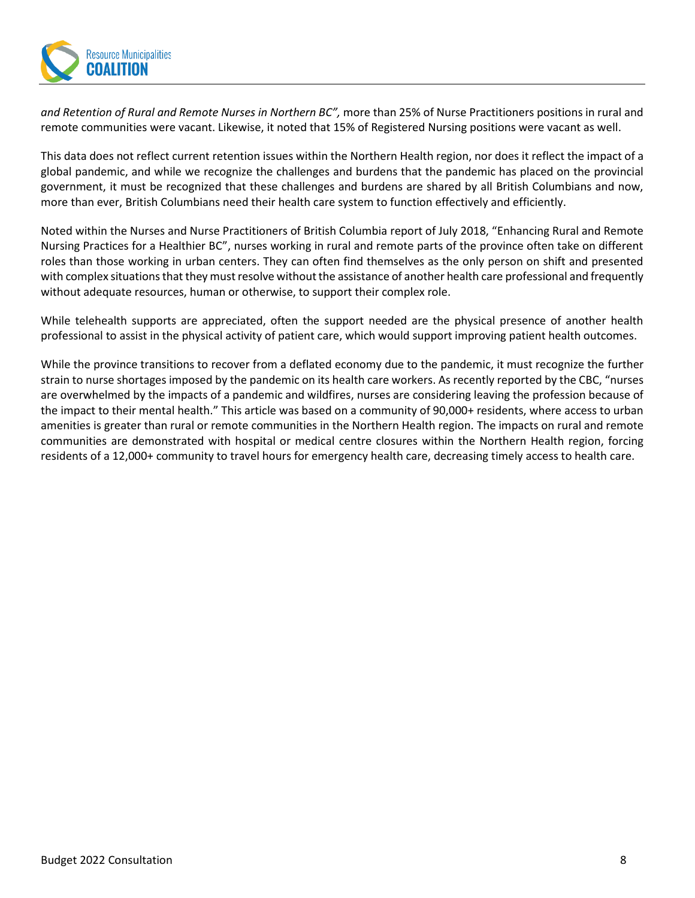*and Retention of Rural and Remote Nurses in Northern BC",* more than 25% of Nurse Practitioners positions in rural and remote communities were vacant. Likewise, it noted that 15% of Registered Nursing positions were vacant as well.

This data does not reflect current retention issues within the Northern Health region, nor does it reflect the impact of a global pandemic, and while we recognize the challenges and burdens that the pandemic has placed on the provincial government, it must be recognized that these challenges and burdens are shared by all British Columbians and now, more than ever, British Columbians need their health care system to function effectively and efficiently.

Noted within the Nurses and Nurse Practitioners of British Columbia report of July 2018, "Enhancing Rural and Remote Nursing Practices for a Healthier BC", nurses working in rural and remote parts of the province often take on different roles than those working in urban centers. They can often find themselves as the only person on shift and presented with complex situations that they must resolve without the assistance of another health care professional and frequently without adequate resources, human or otherwise, to support their complex role.

While telehealth supports are appreciated, often the support needed are the physical presence of another health professional to assist in the physical activity of patient care, which would support improving patient health outcomes.

While the province transitions to recover from a deflated economy due to the pandemic, it must recognize the further strain to nurse shortages imposed by the pandemic on its health care workers. As recently reported by the CBC, "nurses are overwhelmed by the impacts of a pandemic and wildfires, nurses are considering leaving the profession because of the impact to their mental health." This article was based on a community of 90,000+ residents, where access to urban amenities is greater than rural or remote communities in the Northern Health region. The impacts on rural and remote communities are demonstrated with hospital or medical centre closures within the Northern Health region, forcing residents of a 12,000+ community to travel hours for emergency health care, decreasing timely access to health care.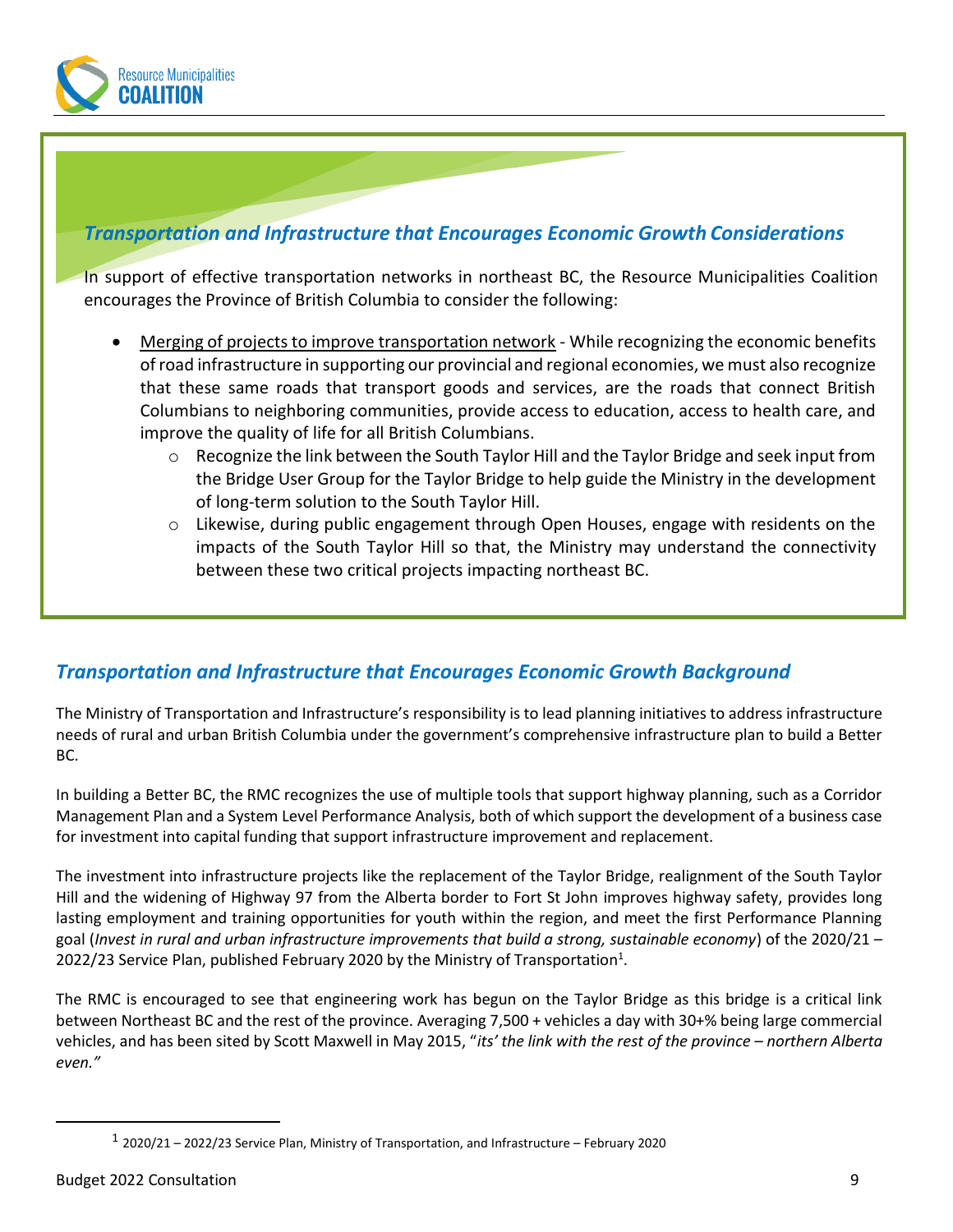## *Transportation and Infrastructure that Encourages Economic Growth Considerations*

In support of effective transportation networks in northeast BC, the Resource Municipalities Coalition encourages the Province of British Columbia to consider the following:

- Merging of projects to improve transportation network - While recognizing the economic benefits of road infrastructure in supporting our provincial and regional economies, we must also recognize that these same roads that transport goods and services, are the roads that connect British Columbians to neighboring communities, provide access to education, access to health care, and improve the quality of life for all British Columbians.
    - Recognize the link between the South Taylor Hill and the Taylor Bridge and seek input from the Bridge User Group for the Taylor Bridge to help guide the Ministry in the development of long-term solution to the South Taylor Hill.
    - Likewise, during public engagement through Open Houses, engage with residents on the impacts of the South Taylor Hill so that, the Ministry may understand the connectivity between these two critical projects impacting northeast BC.

## *Transportation and Infrastructure that Encourages Economic Growth Background*

The Ministry of Transportation and Infrastructure's responsibility is to lead planning initiatives to address infrastructure needs of rural and urban British Columbia under the government's comprehensive infrastructure plan to build a Better BC.

In building a Better BC, the RMC recognizes the use of multiple tools that support highway planning, such as a Corridor Management Plan and a System Level Performance Analysis, both of which support the development of a business case for investment into capital funding that support infrastructure improvement and replacement.

The investment into infrastructure projects like the replacement of the Taylor Bridge, realignment of the South Taylor Hill and the widening of Highway 97 from the Alberta border to Fort St John improves highway safety, provides long lasting employment and training opportunities for youth within the region, and meet the first Performance Planning goal (*Invest in rural and urban infrastructure improvements that build a strong, sustainable economy*) of the 2020/21 – 2022/23 Service Plan, published February 2020 by the Ministry of Transportation[1].

The RMC is encouraged to see that engineering work has begun on the Taylor Bridge as this bridge is a critical link between Northeast BC and the rest of the province. Averaging 7,500 + vehicles a day with 30+% being large commercial vehicles, and has been sited by Scott Maxwell in May 2015, "*its' the link with the rest of the province – northern Alberta even."*

[1] 2020/21 – 2022/23 Service Plan, Ministry of Transportation, and Infrastructure – February 2020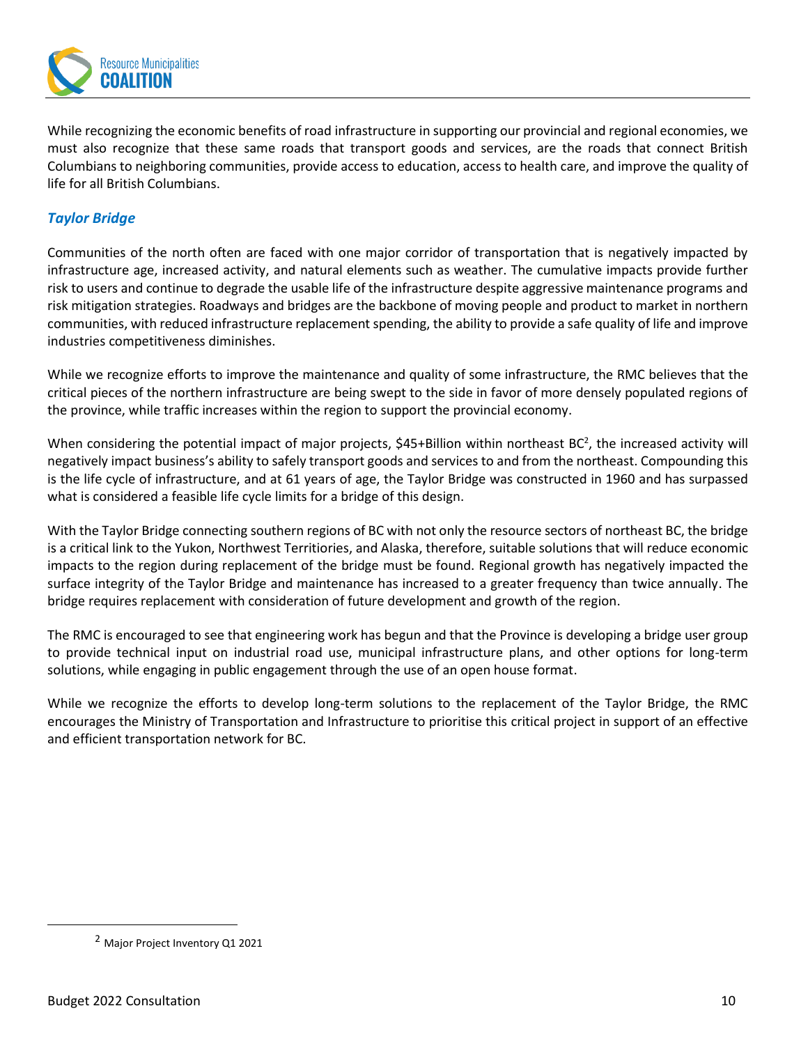While recognizing the economic benefits of road infrastructure in supporting our provincial and regional economies, we must also recognize that these same roads that transport goods and services, are the roads that connect British Columbians to neighboring communities, provide access to education, access to health care, and improve the quality of life for all British Columbians.

### *Taylor Bridge*

Communities of the north often are faced with one major corridor of transportation that is negatively impacted by infrastructure age, increased activity, and natural elements such as weather. The cumulative impacts provide further risk to users and continue to degrade the usable life of the infrastructure despite aggressive maintenance programs and risk mitigation strategies. Roadways and bridges are the backbone of moving people and product to market in northern communities, with reduced infrastructure replacement spending, the ability to provide a safe quality of life and improve industries competitiveness diminishes.

While we recognize efforts to improve the maintenance and quality of some infrastructure, the RMC believes that the critical pieces of the northern infrastructure are being swept to the side in favor of more densely populated regions of the province, while traffic increases within the region to support the provincial economy.

When considering the potential impact of major projects, $45+Billion within northeast BC[2], the increased activity will negatively impact business's ability to safely transport goods and services to and from the northeast. Compounding this is the life cycle of infrastructure, and at 61 years of age, the Taylor Bridge was constructed in 1960 and has surpassed what is considered a feasible life cycle limits for a bridge of this design.

With the Taylor Bridge connecting southern regions of BC with not only the resource sectors of northeast BC, the bridge is a critical link to the Yukon, Northwest Territiories, and Alaska, therefore, suitable solutions that will reduce economic impacts to the region during replacement of the bridge must be found. Regional growth has negatively impacted the surface integrity of the Taylor Bridge and maintenance has increased to a greater frequency than twice annually. The bridge requires replacement with consideration of future development and growth of the region.

The RMC is encouraged to see that engineering work has begun and that the Province is developing a bridge user group to provide technical input on industrial road use, municipal infrastructure plans, and other options for long-term solutions, while engaging in public engagement through the use of an open house format.

While we recognize the efforts to develop long-term solutions to the replacement of the Taylor Bridge, the RMC encourages the Ministry of Transportation and Infrastructure to prioritise this critical project in support of an effective and efficient transportation network for BC.

---

[2] Major Project Inventory Q1 2021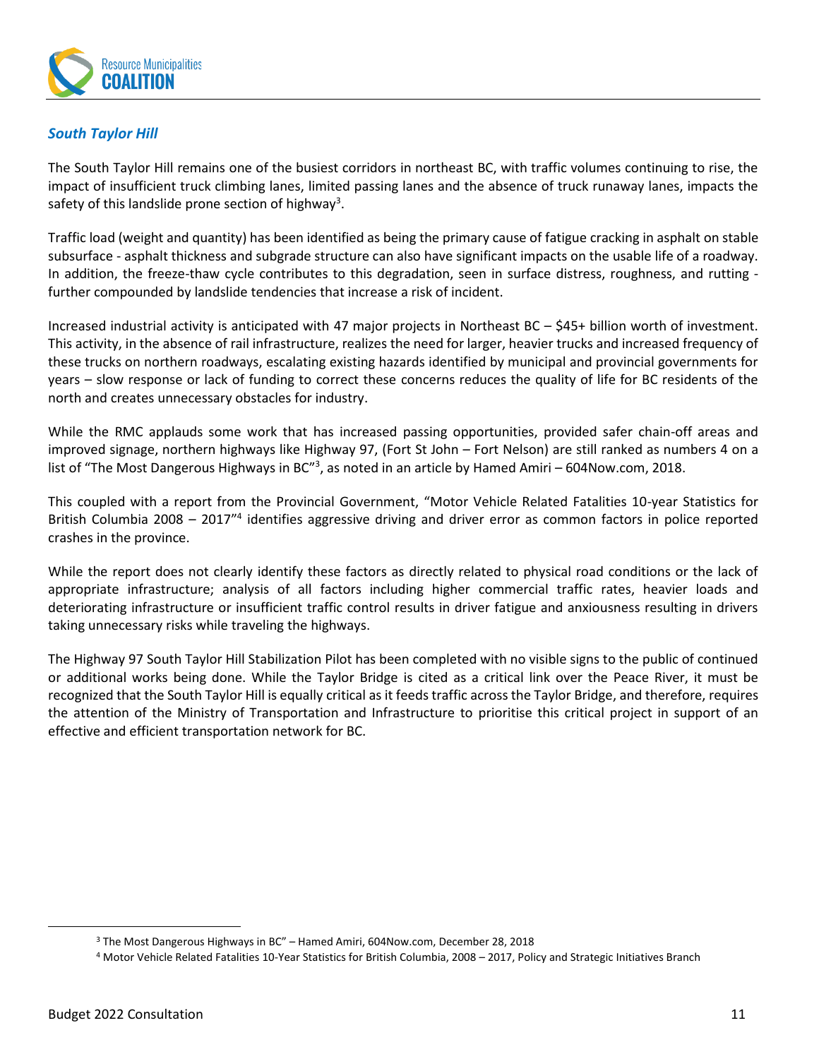### *South Taylor Hill*

The South Taylor Hill remains one of the busiest corridors in northeast BC, with traffic volumes continuing to rise, the impact of insufficient truck climbing lanes, limited passing lanes and the absence of truck runaway lanes, impacts the safety of this landslide prone section of highway[3].

Traffic load (weight and quantity) has been identified as being the primary cause of fatigue cracking in asphalt on stable subsurface - asphalt thickness and subgrade structure can also have significant impacts on the usable life of a roadway. In addition, the freeze-thaw cycle contributes to this degradation, seen in surface distress, roughness, and rutting - further compounded by landslide tendencies that increase a risk of incident.

Increased industrial activity is anticipated with 47 major projects in Northeast BC – $45+ billion worth of investment. This activity, in the absence of rail infrastructure, realizes the need for larger, heavier trucks and increased frequency of these trucks on northern roadways, escalating existing hazards identified by municipal and provincial governments for years – slow response or lack of funding to correct these concerns reduces the quality of life for BC residents of the north and creates unnecessary obstacles for industry.

While the RMC applauds some work that has increased passing opportunities, provided safer chain-off areas and improved signage, northern highways like Highway 97, (Fort St John – Fort Nelson) are still ranked as numbers 4 on a list of "The Most Dangerous Highways in BC"[3], as noted in an article by Hamed Amiri – 604Now.com, 2018.

This coupled with a report from the Provincial Government, "Motor Vehicle Related Fatalities 10-year Statistics for British Columbia 2008 – 2017"[4] identifies aggressive driving and driver error as common factors in police reported crashes in the province.

While the report does not clearly identify these factors as directly related to physical road conditions or the lack of appropriate infrastructure; analysis of all factors including higher commercial traffic rates, heavier loads and deteriorating infrastructure or insufficient traffic control results in driver fatigue and anxiousness resulting in drivers taking unnecessary risks while traveling the highways.

The Highway 97 South Taylor Hill Stabilization Pilot has been completed with no visible signs to the public of continued or additional works being done. While the Taylor Bridge is cited as a critical link over the Peace River, it must be recognized that the South Taylor Hill is equally critical as it feeds traffic across the Taylor Bridge, and therefore, requires the attention of the Ministry of Transportation and Infrastructure to prioritise this critical project in support of an effective and efficient transportation network for BC.

---

[3] The Most Dangerous Highways in BC" – Hamed Amiri, 604Now.com, December 28, 2018

[4] Motor Vehicle Related Fatalities 10-Year Statistics for British Columbia, 2008 – 2017, Policy and Strategic Initiatives Branch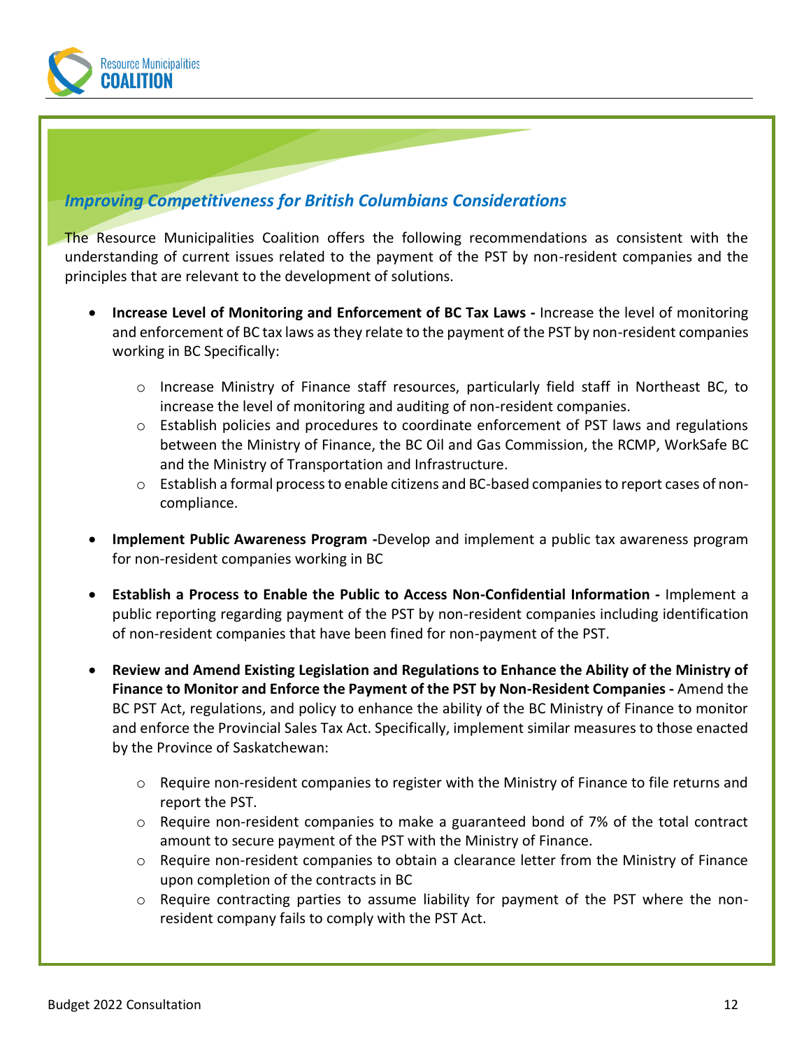## *Improving Competitiveness for British Columbians Considerations*

The Resource Municipalities Coalition offers the following recommendations as consistent with the understanding of current issues related to the payment of the PST by non-resident companies and the principles that are relevant to the development of solutions.

- **Increase Level of Monitoring and Enforcement of BC Tax Laws -** Increase the level of monitoring and enforcement of BC tax laws as they relate to the payment of the PST by non-resident companies working in BC Specifically:
  - Increase Ministry of Finance staff resources, particularly field staff in Northeast BC, to increase the level of monitoring and auditing of non-resident companies.
  - Establish policies and procedures to coordinate enforcement of PST laws and regulations between the Ministry of Finance, the BC Oil and Gas Commission, the RCMP, WorkSafe BC and the Ministry of Transportation and Infrastructure.
  - Establish a formal process to enable citizens and BC-based companies to report cases of non-compliance.

- **Implement Public Awareness Program -**Develop and implement a public tax awareness program for non-resident companies working in BC

- **Establish a Process to Enable the Public to Access Non-Confidential Information -** Implement a public reporting regarding payment of the PST by non-resident companies including identification of non-resident companies that have been fined for non-payment of the PST.

- **Review and Amend Existing Legislation and Regulations to Enhance the Ability of the Ministry of Finance to Monitor and Enforce the Payment of the PST by Non-Resident Companies -** Amend the BC PST Act, regulations, and policy to enhance the ability of the BC Ministry of Finance to monitor and enforce the Provincial Sales Tax Act. Specifically, implement similar measures to those enacted by the Province of Saskatchewan:
  - Require non-resident companies to register with the Ministry of Finance to file returns and report the PST.
  - Require non-resident companies to make a guaranteed bond of 7% of the total contract amount to secure payment of the PST with the Ministry of Finance.
  - Require non-resident companies to obtain a clearance letter from the Ministry of Finance upon completion of the contracts in BC
  - Require contracting parties to assume liability for payment of the PST where the non-resident company fails to comply with the PST Act.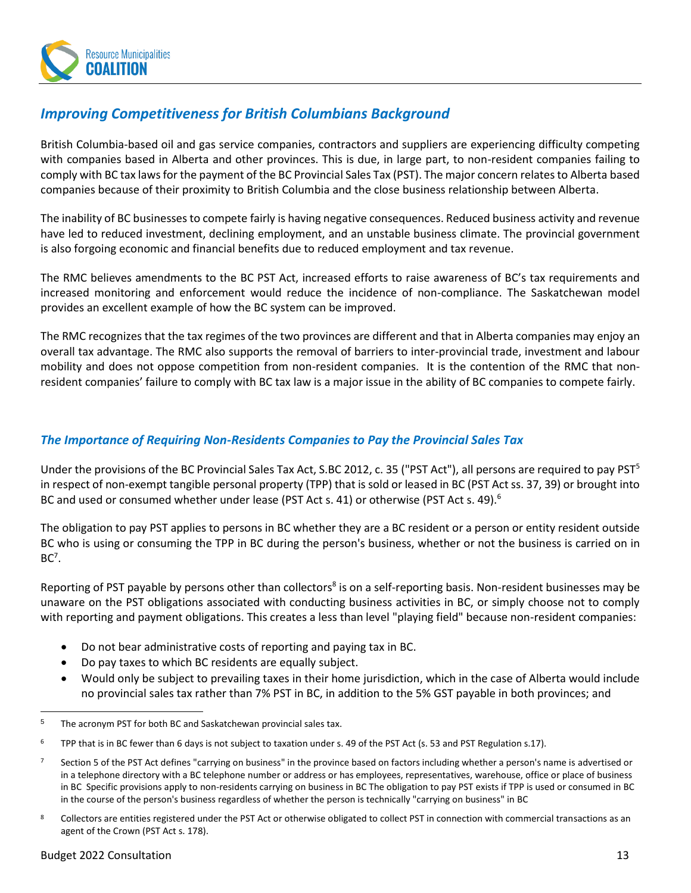## *Improving Competitiveness for British Columbians Background*

British Columbia-based oil and gas service companies, contractors and suppliers are experiencing difficulty competing with companies based in Alberta and other provinces. This is due, in large part, to non-resident companies failing to comply with BC tax laws for the payment of the BC Provincial Sales Tax (PST). The major concern relates to Alberta based companies because of their proximity to British Columbia and the close business relationship between Alberta.

The inability of BC businesses to compete fairly is having negative consequences. Reduced business activity and revenue have led to reduced investment, declining employment, and an unstable business climate. The provincial government is also forgoing economic and financial benefits due to reduced employment and tax revenue.

The RMC believes amendments to the BC PST Act, increased efforts to raise awareness of BC's tax requirements and increased monitoring and enforcement would reduce the incidence of non-compliance. The Saskatchewan model provides an excellent example of how the BC system can be improved.

The RMC recognizes that the tax regimes of the two provinces are different and that in Alberta companies may enjoy an overall tax advantage. The RMC also supports the removal of barriers to inter-provincial trade, investment and labour mobility and does not oppose competition from non-resident companies. It is the contention of the RMC that non-resident companies' failure to comply with BC tax law is a major issue in the ability of BC companies to compete fairly.

### *The Importance of Requiring Non-Residents Companies to Pay the Provincial Sales Tax*

Under the provisions of the BC Provincial Sales Tax Act, S.BC 2012, c. 35 ("PST Act"), all persons are required to pay PST[5] in respect of non-exempt tangible personal property (TPP) that is sold or leased in BC (PST Act ss. 37, 39) or brought into BC and used or consumed whether under lease (PST Act s. 41) or otherwise (PST Act s. 49).[6]

The obligation to pay PST applies to persons in BC whether they are a BC resident or a person or entity resident outside BC who is using or consuming the TPP in BC during the person's business, whether or not the business is carried on in BC[7].

Reporting of PST payable by persons other than collectors[8] is on a self-reporting basis. Non-resident businesses may be unaware on the PST obligations associated with conducting business activities in BC, or simply choose not to comply with reporting and payment obligations. This creates a less than level "playing field" because non-resident companies:

- Do not bear administrative costs of reporting and paying tax in BC.
- Do pay taxes to which BC residents are equally subject.
- Would only be subject to prevailing taxes in their home jurisdiction, which in the case of Alberta would include no provincial sales tax rather than 7% PST in BC, in addition to the 5% GST payable in both provinces; and

---

[5] The acronym PST for both BC and Saskatchewan provincial sales tax.

[6] TPP that is in BC fewer than 6 days is not subject to taxation under s. 49 of the PST Act (s. 53 and PST Regulation s.17).

[7] Section 5 of the PST Act defines "carrying on business" in the province based on factors including whether a person's name is advertised or in a telephone directory with a BC telephone number or address or has employees, representatives, warehouse, office or place of business in BC Specific provisions apply to non-residents carrying on business in BC The obligation to pay PST exists if TPP is used or consumed in BC in the course of the person's business regardless of whether the person is technically "carrying on business" in BC

[8] Collectors are entities registered under the PST Act or otherwise obligated to collect PST in connection with commercial transactions as an agent of the Crown (PST Act s. 178).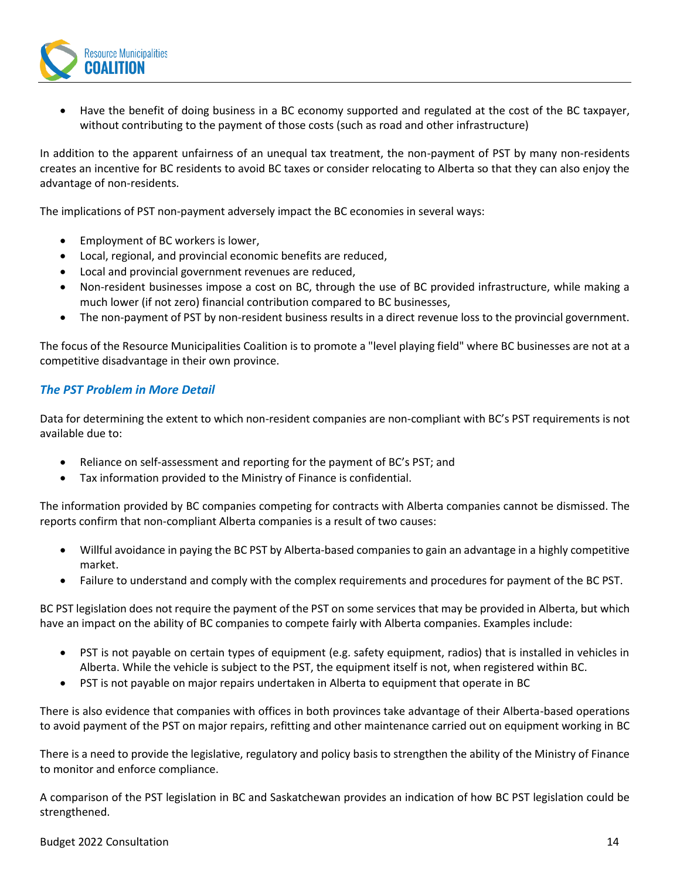- Have the benefit of doing business in a BC economy supported and regulated at the cost of the BC taxpayer, without contributing to the payment of those costs (such as road and other infrastructure)

In addition to the apparent unfairness of an unequal tax treatment, the non-payment of PST by many non-residents creates an incentive for BC residents to avoid BC taxes or consider relocating to Alberta so that they can also enjoy the advantage of non-residents.

The implications of PST non-payment adversely impact the BC economies in several ways:

- Employment of BC workers is lower,
- Local, regional, and provincial economic benefits are reduced,
- Local and provincial government revenues are reduced,
- Non-resident businesses impose a cost on BC, through the use of BC provided infrastructure, while making a much lower (if not zero) financial contribution compared to BC businesses,
- The non-payment of PST by non-resident business results in a direct revenue loss to the provincial government.

The focus of the Resource Municipalities Coalition is to promote a "level playing field" where BC businesses are not at a competitive disadvantage in their own province.

### *The PST Problem in More Detail*

Data for determining the extent to which non-resident companies are non-compliant with BC's PST requirements is not available due to:

- Reliance on self-assessment and reporting for the payment of BC's PST; and
- Tax information provided to the Ministry of Finance is confidential.

The information provided by BC companies competing for contracts with Alberta companies cannot be dismissed. The reports confirm that non-compliant Alberta companies is a result of two causes:

- Willful avoidance in paying the BC PST by Alberta-based companies to gain an advantage in a highly competitive market.
- Failure to understand and comply with the complex requirements and procedures for payment of the BC PST.

BC PST legislation does not require the payment of the PST on some services that may be provided in Alberta, but which have an impact on the ability of BC companies to compete fairly with Alberta companies. Examples include:

- PST is not payable on certain types of equipment (e.g. safety equipment, radios) that is installed in vehicles in Alberta. While the vehicle is subject to the PST, the equipment itself is not, when registered within BC.
- PST is not payable on major repairs undertaken in Alberta to equipment that operate in BC

There is also evidence that companies with offices in both provinces take advantage of their Alberta-based operations to avoid payment of the PST on major repairs, refitting and other maintenance carried out on equipment working in BC

There is a need to provide the legislative, regulatory and policy basis to strengthen the ability of the Ministry of Finance to monitor and enforce compliance.

A comparison of the PST legislation in BC and Saskatchewan provides an indication of how BC PST legislation could be strengthened.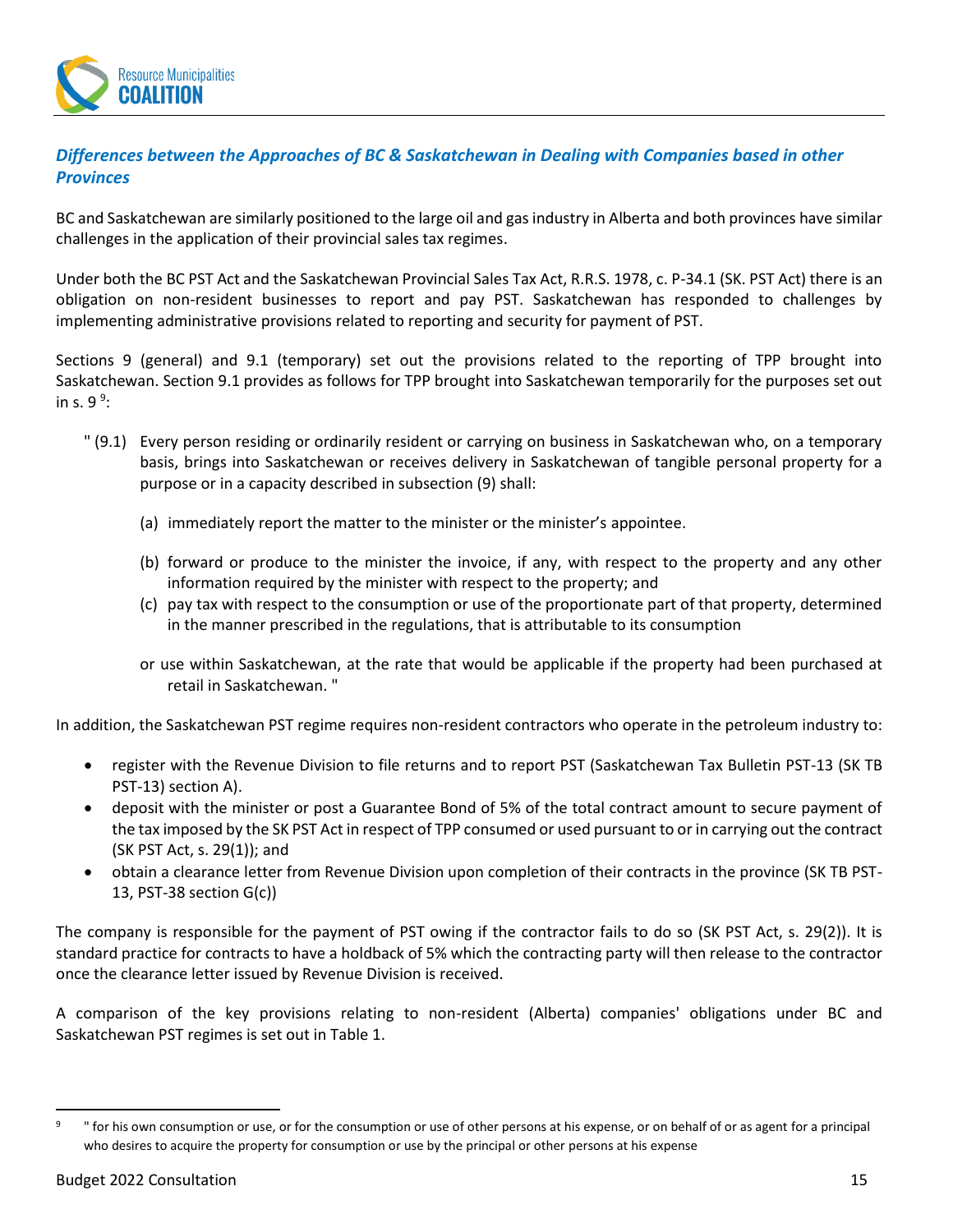### *Differences between the Approaches of BC & Saskatchewan in Dealing with Companies based in other Provinces*

BC and Saskatchewan are similarly positioned to the large oil and gas industry in Alberta and both provinces have similar challenges in the application of their provincial sales tax regimes.

Under both the BC PST Act and the Saskatchewan Provincial Sales Tax Act, R.R.S. 1978, c. P-34.1 (SK. PST Act) there is an obligation on non-resident businesses to report and pay PST. Saskatchewan has responded to challenges by implementing administrative provisions related to reporting and security for payment of PST.

Sections 9 (general) and 9.1 (temporary) set out the provisions related to the reporting of TPP brought into Saskatchewan. Section 9.1 provides as follows for TPP brought into Saskatchewan temporarily for the purposes set out in s. 9 [9]:

> " (9.1) Every person residing or ordinarily resident or carrying on business in Saskatchewan who, on a temporary basis, brings into Saskatchewan or receives delivery in Saskatchewan of tangible personal property for a purpose or in a capacity described in subsection (9) shall:
>
> (a) immediately report the matter to the minister or the minister's appointee.
>
> (b) forward or produce to the minister the invoice, if any, with respect to the property and any other information required by the minister with respect to the property; and
>
> (c) pay tax with respect to the consumption or use of the proportionate part of that property, determined in the manner prescribed in the regulations, that is attributable to its consumption
>
> or use within Saskatchewan, at the rate that would be applicable if the property had been purchased at retail in Saskatchewan. "

In addition, the Saskatchewan PST regime requires non-resident contractors who operate in the petroleum industry to:

- register with the Revenue Division to file returns and to report PST (Saskatchewan Tax Bulletin PST-13 (SK TB PST-13) section A).
- deposit with the minister or post a Guarantee Bond of 5% of the total contract amount to secure payment of the tax imposed by the SK PST Act in respect of TPP consumed or used pursuant to or in carrying out the contract (SK PST Act, s. 29(1)); and
- obtain a clearance letter from Revenue Division upon completion of their contracts in the province (SK TB PST-13, PST-38 section G(c))

The company is responsible for the payment of PST owing if the contractor fails to do so (SK PST Act, s. 29(2)). It is standard practice for contracts to have a holdback of 5% which the contracting party will then release to the contractor once the clearance letter issued by Revenue Division is received.

A comparison of the key provisions relating to non-resident (Alberta) companies' obligations under BC and Saskatchewan PST regimes is set out in Table 1.

---

[9] " for his own consumption or use, or for the consumption or use of other persons at his expense, or on behalf of or as agent for a principal who desires to acquire the property for consumption or use by the principal or other persons at his expense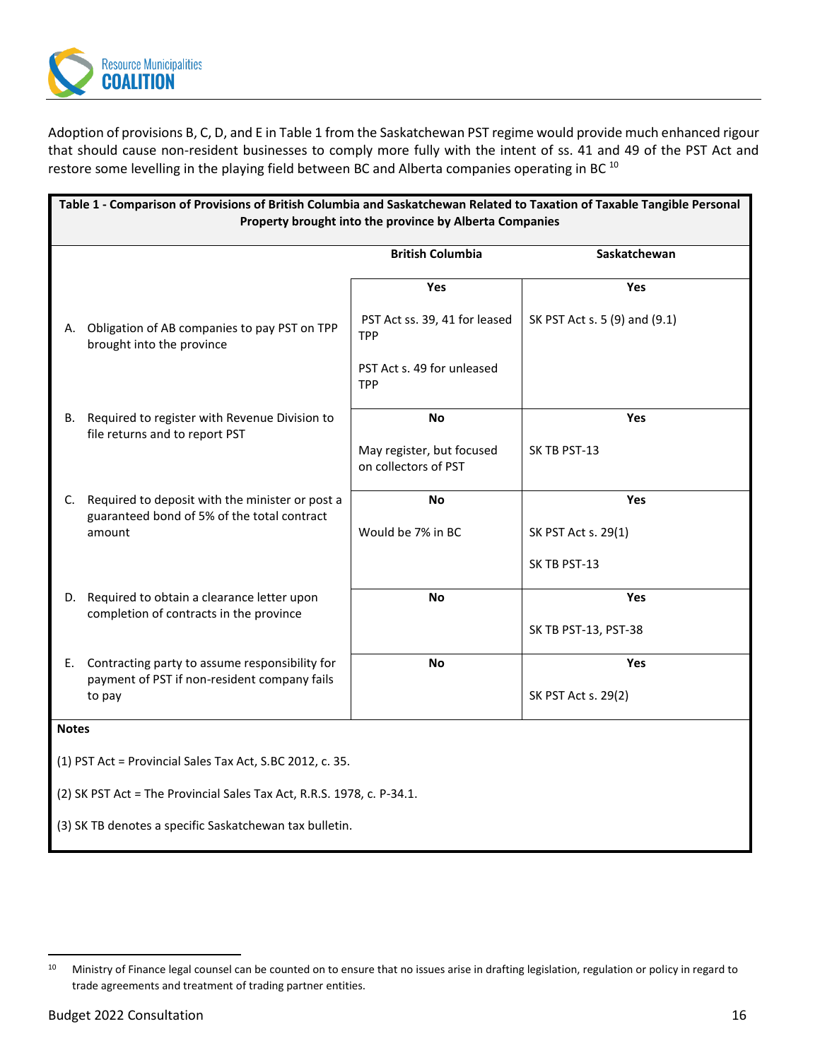Adoption of provisions B, C, D, and E in Table 1 from the Saskatchewan PST regime would provide much enhanced rigour that should cause non-resident businesses to comply more fully with the intent of ss. 41 and 49 of the PST Act and restore some levelling in the playing field between BC and Alberta companies operating in BC [10]

**Table 1 - Comparison of Provisions of British Columbia and Saskatchewan Related to Taxation of Taxable Tangible Personal Property brought into the province by Alberta Companies**

| | British Columbia | Saskatchewan |
|---|---|---|
| A. Obligation of AB companies to pay PST on TPP brought into the province | **Yes**<br><br>PST Act ss. 39, 41 for leased TPP<br><br>PST Act s. 49 for unleased TPP | **Yes**<br><br>SK PST Act s. 5 (9) and (9.1) |
| B. Required to register with Revenue Division to file returns and to report PST | **No**<br><br>May register, but focused on collectors of PST | **Yes**<br><br>SK TB PST-13 |
| C. Required to deposit with the minister or post a guaranteed bond of 5% of the total contract amount | **No**<br><br>Would be 7% in BC | **Yes**<br><br>SK PST Act s. 29(1)<br><br>SK TB PST-13 |
| D. Required to obtain a clearance letter upon completion of contracts in the province | **No** | **Yes**<br><br>SK TB PST-13, PST-38 |
| E. Contracting party to assume responsibility for payment of PST if non-resident company fails to pay | **No** | **Yes**<br><br>SK PST Act s. 29(2) |

**Notes**

(1) PST Act = Provincial Sales Tax Act, S.BC 2012, c. 35.

(2) SK PST Act = The Provincial Sales Tax Act, R.R.S. 1978, c. P-34.1.

(3) SK TB denotes a specific Saskatchewan tax bulletin.

---

[10] Ministry of Finance legal counsel can be counted on to ensure that no issues arise in drafting legislation, regulation or policy in regard to trade agreements and treatment of trading partner entities.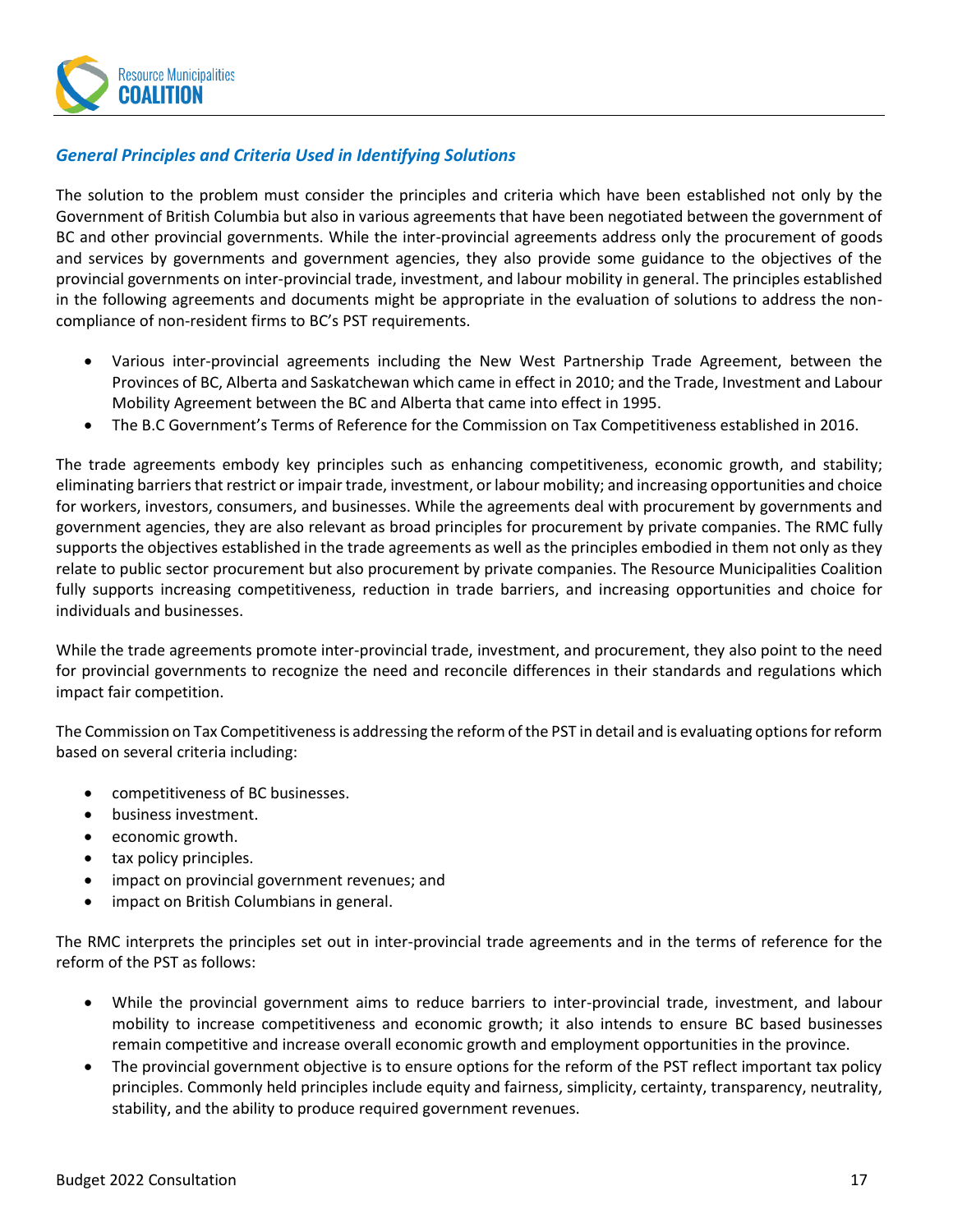### *General Principles and Criteria Used in Identifying Solutions*

The solution to the problem must consider the principles and criteria which have been established not only by the Government of British Columbia but also in various agreements that have been negotiated between the government of BC and other provincial governments. While the inter-provincial agreements address only the procurement of goods and services by governments and government agencies, they also provide some guidance to the objectives of the provincial governments on inter-provincial trade, investment, and labour mobility in general. The principles established in the following agreements and documents might be appropriate in the evaluation of solutions to address the non-compliance of non-resident firms to BC's PST requirements.

- Various inter-provincial agreements including the New West Partnership Trade Agreement, between the Provinces of BC, Alberta and Saskatchewan which came in effect in 2010; and the Trade, Investment and Labour Mobility Agreement between the BC and Alberta that came into effect in 1995.
- The B.C Government's Terms of Reference for the Commission on Tax Competitiveness established in 2016.

The trade agreements embody key principles such as enhancing competitiveness, economic growth, and stability; eliminating barriers that restrict or impair trade, investment, or labour mobility; and increasing opportunities and choice for workers, investors, consumers, and businesses. While the agreements deal with procurement by governments and government agencies, they are also relevant as broad principles for procurement by private companies. The RMC fully supports the objectives established in the trade agreements as well as the principles embodied in them not only as they relate to public sector procurement but also procurement by private companies. The Resource Municipalities Coalition fully supports increasing competitiveness, reduction in trade barriers, and increasing opportunities and choice for individuals and businesses.

While the trade agreements promote inter-provincial trade, investment, and procurement, they also point to the need for provincial governments to recognize the need and reconcile differences in their standards and regulations which impact fair competition.

The Commission on Tax Competitiveness is addressing the reform of the PST in detail and is evaluating options for reform based on several criteria including:

- competitiveness of BC businesses.
- business investment.
- economic growth.
- tax policy principles.
- impact on provincial government revenues; and
- impact on British Columbians in general.

The RMC interprets the principles set out in inter-provincial trade agreements and in the terms of reference for the reform of the PST as follows:

- While the provincial government aims to reduce barriers to inter-provincial trade, investment, and labour mobility to increase competitiveness and economic growth; it also intends to ensure BC based businesses remain competitive and increase overall economic growth and employment opportunities in the province.
- The provincial government objective is to ensure options for the reform of the PST reflect important tax policy principles. Commonly held principles include equity and fairness, simplicity, certainty, transparency, neutrality, stability, and the ability to produce required government revenues.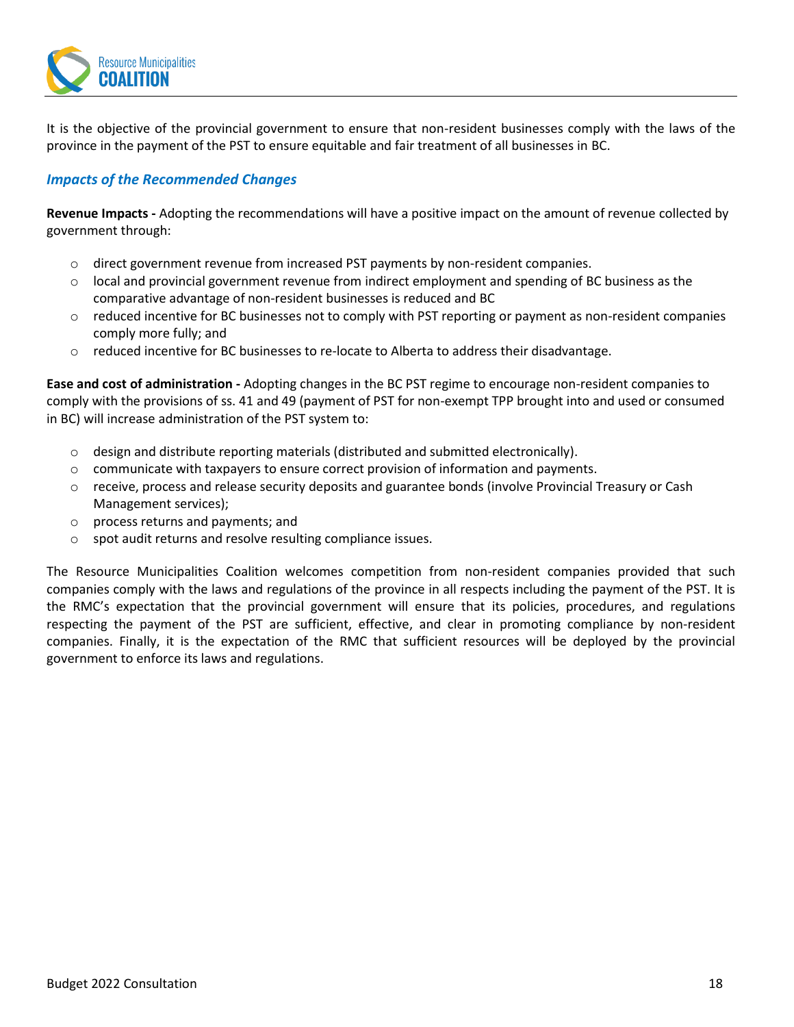It is the objective of the provincial government to ensure that non-resident businesses comply with the laws of the province in the payment of the PST to ensure equitable and fair treatment of all businesses in BC.

### *Impacts of the Recommended Changes*

**Revenue Impacts -** Adopting the recommendations will have a positive impact on the amount of revenue collected by government through:

- direct government revenue from increased PST payments by non-resident companies.
- local and provincial government revenue from indirect employment and spending of BC business as the comparative advantage of non-resident businesses is reduced and BC
- reduced incentive for BC businesses not to comply with PST reporting or payment as non-resident companies comply more fully; and
- reduced incentive for BC businesses to re-locate to Alberta to address their disadvantage.

**Ease and cost of administration -** Adopting changes in the BC PST regime to encourage non-resident companies to comply with the provisions of ss. 41 and 49 (payment of PST for non-exempt TPP brought into and used or consumed in BC) will increase administration of the PST system to:

- design and distribute reporting materials (distributed and submitted electronically).
- communicate with taxpayers to ensure correct provision of information and payments.
- receive, process and release security deposits and guarantee bonds (involve Provincial Treasury or Cash Management services);
- process returns and payments; and
- spot audit returns and resolve resulting compliance issues.

The Resource Municipalities Coalition welcomes competition from non-resident companies provided that such companies comply with the laws and regulations of the province in all respects including the payment of the PST. It is the RMC's expectation that the provincial government will ensure that its policies, procedures, and regulations respecting the payment of the PST are sufficient, effective, and clear in promoting compliance by non-resident companies. Finally, it is the expectation of the RMC that sufficient resources will be deployed by the provincial government to enforce its laws and regulations.